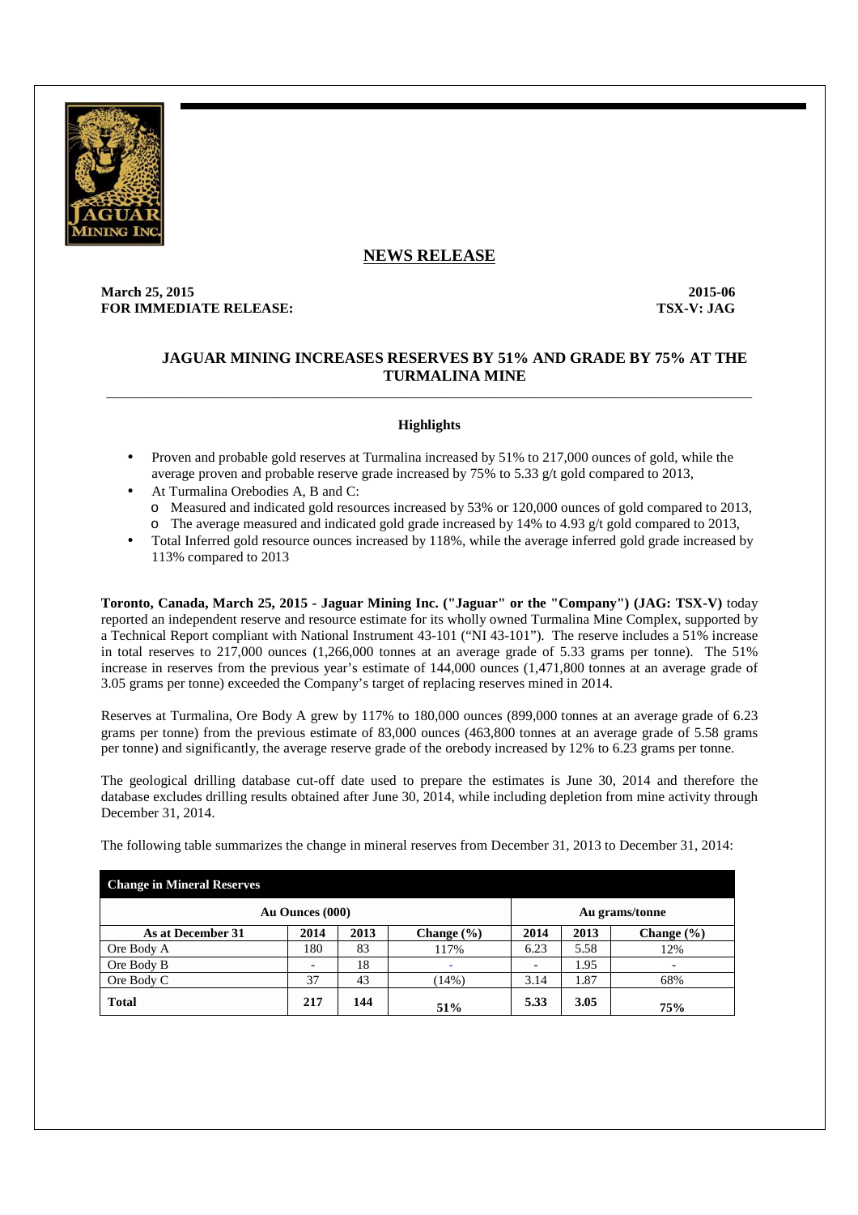## NEWS RELEASE

**March 25, 2015** **2015-06**
**FOR IMMEDIATE RELEASE:** **TSX-V: JAG**

# JAGUAR MINING INCREASES RESERVES BY 51% AND GRADE BY 75% AT THE TURMALINA MINE

### Highlights

- Proven and probable gold reserves at Turmalina increased by 51% to 217,000 ounces of gold, while the average proven and probable reserve grade increased by 75% to 5.33 g/t gold compared to 2013,
- At Turmalina Orebodies A, B and C:
  - Measured and indicated gold resources increased by 53% or 120,000 ounces of gold compared to 2013,
  - The average measured and indicated gold grade increased by 14% to 4.93 g/t gold compared to 2013,
- Total Inferred gold resource ounces increased by 118%, while the average inferred gold grade increased by 113% compared to 2013

**Toronto, Canada, March 25, 2015 - Jaguar Mining Inc. ("Jaguar" or the "Company") (JAG: TSX-V)** today reported an independent reserve and resource estimate for its wholly owned Turmalina Mine Complex, supported by a Technical Report compliant with National Instrument 43-101 ("NI 43-101"). The reserve includes a 51% increase in total reserves to 217,000 ounces (1,266,000 tonnes at an average grade of 5.33 grams per tonne). The 51% increase in reserves from the previous year's estimate of 144,000 ounces (1,471,800 tonnes at an average grade of 3.05 grams per tonne) exceeded the Company's target of replacing reserves mined in 2014.

Reserves at Turmalina, Ore Body A grew by 117% to 180,000 ounces (899,000 tonnes at an average grade of 6.23 grams per tonne) from the previous estimate of 83,000 ounces (463,800 tonnes at an average grade of 5.58 grams per tonne) and significantly, the average reserve grade of the orebody increased by 12% to 6.23 grams per tonne.

The geological drilling database cut-off date used to prepare the estimates is June 30, 2014 and therefore the database excludes drilling results obtained after June 30, 2014, while including depletion from mine activity through December 31, 2014.

The following table summarizes the change in mineral reserves from December 31, 2013 to December 31, 2014:

| **Change in Mineral Reserves** | | | | | | |
|---|---|---|---|---|---|---|
| | **Au Ounces (000)** | | | **Au grams/tonne** | | |
| **As at December 31** | **2014** | **2013** | **Change (%)** | **2014** | **2013** | **Change (%)** |
| Ore Body A | 180 | 83 | 117% | 6.23 | 5.58 | 12% |
| Ore Body B | - | 18 | - | - | 1.95 | - |
| Ore Body C | 37 | 43 | (14%) | 3.14 | 1.87 | 68% |
| **Total** | **217** | **144** | **51%** | **5.33** | **3.05** | **75%** |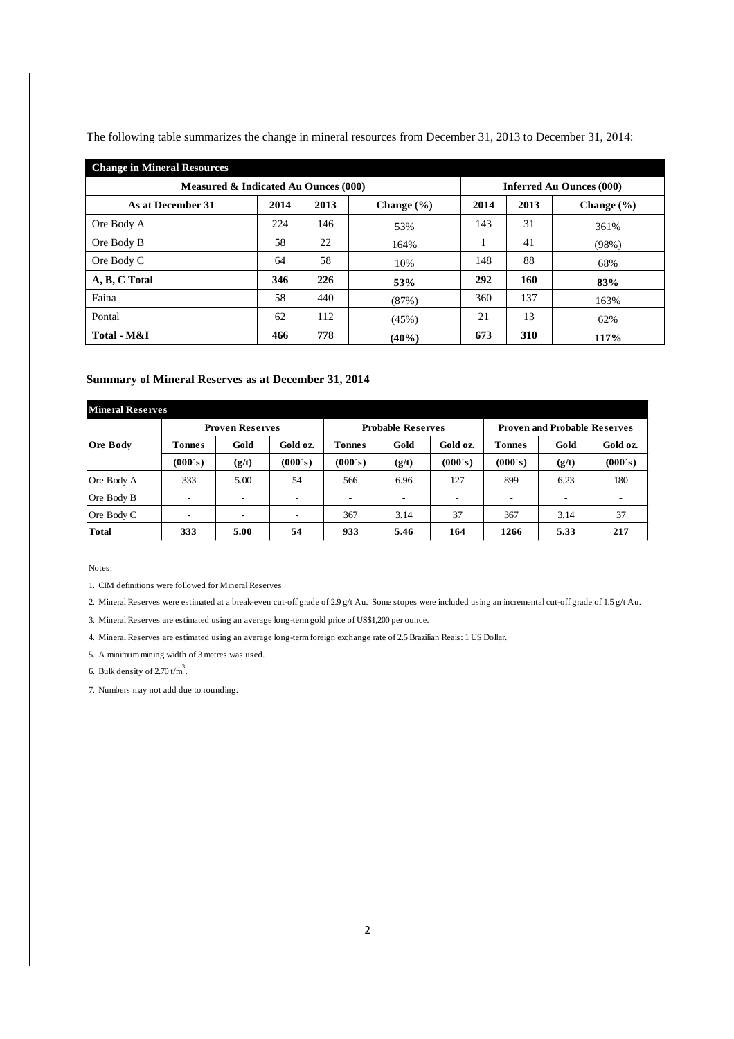The following table summarizes the change in mineral resources from December 31, 2013 to December 31, 2014:

| **Change in Mineral Resources** | | | | | | |
|---|---|---|---|---|---|---|
| **Measured & Indicated Au Ounces (000)** | | | | **Inferred Au Ounces (000)** | | |
| **As at December 31** | **2014** | **2013** | **Change (%)** | **2014** | **2013** | **Change (%)** |
| Ore Body A | 224 | 146 | 53% | 143 | 31 | 361% |
| Ore Body B | 58 | 22 | 164% | 1 | 41 | (98%) |
| Ore Body C | 64 | 58 | 10% | 148 | 88 | 68% |
| **A, B, C Total** | **346** | **226** | **53%** | **292** | **160** | **83%** |
| Faina | 58 | 440 | (87%) | 360 | 137 | 163% |
| Pontal | 62 | 112 | (45%) | 21 | 13 | 62% |
| **Total - M&I** | **466** | **778** | **(40%)** | **673** | **310** | **117%** |

### Summary of Mineral Reserves as at December 31, 2014

| **Mineral Reserves** | | | | | | | | | |
|---|---|---|---|---|---|---|---|---|---|
| | **Proven Reserves** | | | **Probable Reserves** | | | **Proven and Probable Reserves** | | |
| **Ore Body** | **Tonnes (000´s)** | **Gold (g/t)** | **Gold oz. (000´s)** | **Tonnes (000´s)** | **Gold (g/t)** | **Gold oz. (000´s)** | **Tonnes (000´s)** | **Gold (g/t)** | **Gold oz. (000´s)** |
| Ore Body A | 333 | 5.00 | 54 | 566 | 6.96 | 127 | 899 | 6.23 | 180 |
| Ore Body B | - | - | - | - | - | - | - | - | - |
| Ore Body C | - | - | - | 367 | 3.14 | 37 | 367 | 3.14 | 37 |
| **Total** | **333** | **5.00** | **54** | **933** | **5.46** | **164** | **1266** | **5.33** | **217** |

Notes:

1. CIM definitions were followed for Mineral Reserves
2. Mineral Reserves were estimated at a break-even cut-off grade of 2.9 g/t Au. Some stopes were included using an incremental cut-off grade of 1.5 g/t Au.
3. Mineral Reserves are estimated using an average long-term gold price of US$1,200 per ounce.
4. Mineral Reserves are estimated using an average long-term foreign exchange rate of 2.5 Brazilian Reais: 1 US Dollar.
5. A minimum mining width of 3 metres was used.
6. Bulk density of 2.70 $t/m^3$.
7. Numbers may not add due to rounding.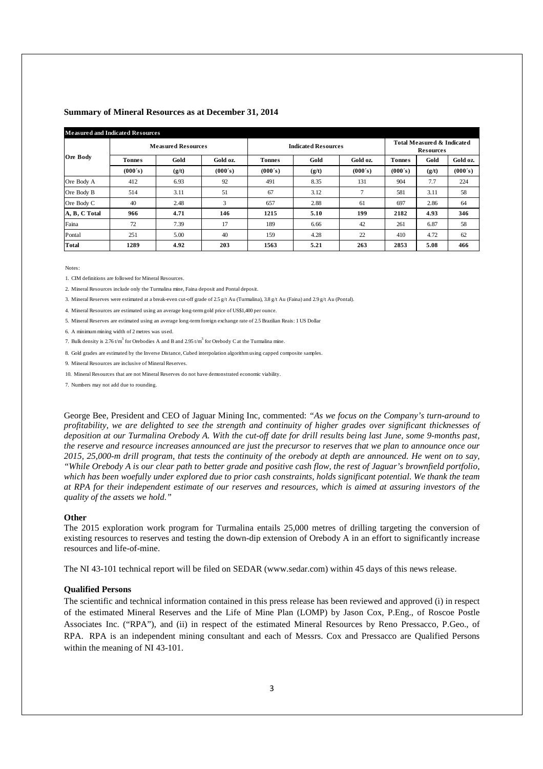**Summary of Mineral Resources as at December 31, 2014**

| **Measured and Indicated Resources** | | | | | | | | | |
|---|---|---|---|---|---|---|---|---|---|
| **Ore Body** | **Measured Resources** | | | **Indicated Resources** | | | **Total Measured & Indicated Resources** | | |
| | **Tonnes** | **Gold** | **Gold oz.** | **Tonnes** | **Gold** | **Gold oz.** | **Tonnes** | **Gold** | **Gold oz.** |
| | **(000´s)** | **(g/t)** | **(000´s)** | **(000´s)** | **(g/t)** | **(000´s)** | **(000´s)** | **(g/t)** | **(000´s)** |
| Ore Body A | 412 | 6.93 | 92 | 491 | 8.35 | 131 | 904 | 7.7 | 224 |
| Ore Body B | 514 | 3.11 | 51 | 67 | 3.12 | 7 | 581 | 3.11 | 58 |
| Ore Body C | 40 | 2.48 | 3 | 657 | 2.88 | 61 | 697 | 2.86 | 64 |
| **A, B, C Total** | **966** | **4.71** | **146** | **1215** | **5.10** | **199** | **2182** | **4.93** | **346** |
| Faina | 72 | 7.39 | 17 | 189 | 6.66 | 42 | 261 | 6.87 | 58 |
| Pontal | 251 | 5.00 | 40 | 159 | 4.28 | 22 | 410 | 4.72 | 62 |
| **Total** | **1289** | **4.92** | **203** | **1563** | **5.21** | **263** | **2853** | **5.08** | **466** |

Notes:

1. CIM definitions are followed for Mineral Resources.
2. Mineral Resources include only the Turmalina mine, Faina deposit and Pontal deposit.
3. Mineral Reserves were estimated at a break-even cut-off grade of 2.5 g/t Au (Turmalina), 3.8 g/t Au (Faina) and 2.9 g/t Au (Pontal).
4. Mineral Resources are estimated using an average long-term gold price of US$1,400 per ounce.
5. Mineral Reserves are estimated using an average long-term foreign exchange rate of 2.5 Brazilian Reais: 1 US Dollar
6. A minimum mining width of 2 metres was used.
7. Bulk density is 2.76 $t/m^3$ for Orebodies A and B and 2.95 $t/m^3$ for Orebody C at the Turmalina mine.
8. Gold grades are estimated by the Inverse Distance, Cubed interpolation algorithm using capped composite samples.
9. Mineral Resources are inclusive of Mineral Reserves.
10. Mineral Resources that are not Mineral Reserves do not have demonstrated economic viability.
7. Numbers may not add due to rounding.

George Bee, President and CEO of Jaguar Mining Inc, commented: *"As we focus on the Company's turn-around to profitability, we are delighted to see the strength and continuity of higher grades over significant thicknesses of deposition at our Turmalina Orebody A. With the cut-off date for drill results being last June, some 9-months past, the reserve and resource increases announced are just the precursor to reserves that we plan to announce once our 2015, 25,000-m drill program, that tests the continuity of the orebody at depth are announced. He went on to say, "While Orebody A is our clear path to better grade and positive cash flow, the rest of Jaguar's brownfield portfolio, which has been woefully under explored due to prior cash constraints, holds significant potential. We thank the team at RPA for their independent estimate of our reserves and resources, which is aimed at assuring investors of the quality of the assets we hold."*

**Other**

The 2015 exploration work program for Turmalina entails 25,000 metres of drilling targeting the conversion of existing resources to reserves and testing the down-dip extension of Orebody A in an effort to significantly increase resources and life-of-mine.

The NI 43-101 technical report will be filed on SEDAR (www.sedar.com) within 45 days of this news release.

**Qualified Persons**

The scientific and technical information contained in this press release has been reviewed and approved (i) in respect of the estimated Mineral Reserves and the Life of Mine Plan (LOMP) by Jason Cox, P.Eng., of Roscoe Postle Associates Inc. ("RPA"), and (ii) in respect of the estimated Mineral Resources by Reno Pressacco, P.Geo., of RPA. RPA is an independent mining consultant and each of Messrs. Cox and Pressacco are Qualified Persons within the meaning of NI 43-101.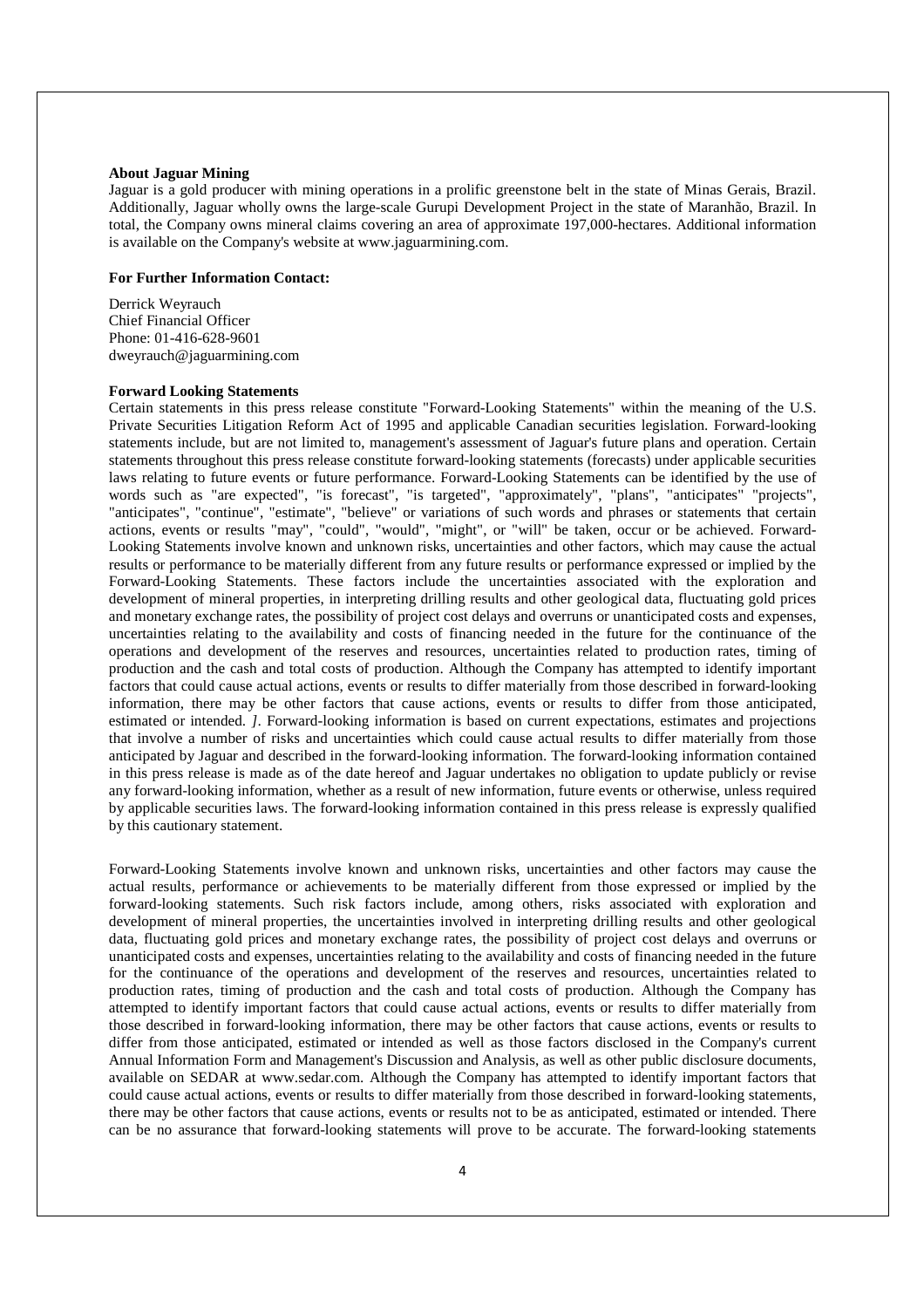**About Jaguar Mining**

Jaguar is a gold producer with mining operations in a prolific greenstone belt in the state of Minas Gerais, Brazil. Additionally, Jaguar wholly owns the large-scale Gurupi Development Project in the state of Maranhão, Brazil. In total, the Company owns mineral claims covering an area of approximate 197,000-hectares. Additional information is available on the Company's website at www.jaguarmining.com.

**For Further Information Contact:**

Derrick Weyrauch
Chief Financial Officer
Phone: 01-416-628-9601
dweyrauch@jaguarmining.com

**Forward Looking Statements**

Certain statements in this press release constitute "Forward-Looking Statements" within the meaning of the U.S. Private Securities Litigation Reform Act of 1995 and applicable Canadian securities legislation. Forward-looking statements include, but are not limited to, management's assessment of Jaguar's future plans and operation. Certain statements throughout this press release constitute forward-looking statements (forecasts) under applicable securities laws relating to future events or future performance. Forward-Looking Statements can be identified by the use of words such as "are expected", "is forecast", "is targeted", "approximately", "plans", "anticipates" "projects", "anticipates", "continue", "estimate", "believe" or variations of such words and phrases or statements that certain actions, events or results "may", "could", "would", "might", or "will" be taken, occur or be achieved. Forward-Looking Statements involve known and unknown risks, uncertainties and other factors, which may cause the actual results or performance to be materially different from any future results or performance expressed or implied by the Forward-Looking Statements. These factors include the uncertainties associated with the exploration and development of mineral properties, in interpreting drilling results and other geological data, fluctuating gold prices and monetary exchange rates, the possibility of project cost delays and overruns or unanticipated costs and expenses, uncertainties relating to the availability and costs of financing needed in the future for the continuance of the operations and development of the reserves and resources, uncertainties related to production rates, timing of production and the cash and total costs of production. Although the Company has attempted to identify important factors that could cause actual actions, events or results to differ materially from those described in forward-looking information, there may be other factors that cause actions, events or results to differ from those anticipated, estimated or intended. *]*. Forward-looking information is based on current expectations, estimates and projections that involve a number of risks and uncertainties which could cause actual results to differ materially from those anticipated by Jaguar and described in the forward-looking information. The forward-looking information contained in this press release is made as of the date hereof and Jaguar undertakes no obligation to update publicly or revise any forward-looking information, whether as a result of new information, future events or otherwise, unless required by applicable securities laws. The forward-looking information contained in this press release is expressly qualified by this cautionary statement.

Forward-Looking Statements involve known and unknown risks, uncertainties and other factors may cause the actual results, performance or achievements to be materially different from those expressed or implied by the forward-looking statements. Such risk factors include, among others, risks associated with exploration and development of mineral properties, the uncertainties involved in interpreting drilling results and other geological data, fluctuating gold prices and monetary exchange rates, the possibility of project cost delays and overruns or unanticipated costs and expenses, uncertainties relating to the availability and costs of financing needed in the future for the continuance of the operations and development of the reserves and resources, uncertainties related to production rates, timing of production and the cash and total costs of production. Although the Company has attempted to identify important factors that could cause actual actions, events or results to differ materially from those described in forward-looking information, there may be other factors that cause actions, events or results to differ from those anticipated, estimated or intended as well as those factors disclosed in the Company's current Annual Information Form and Management's Discussion and Analysis, as well as other public disclosure documents, available on SEDAR at www.sedar.com. Although the Company has attempted to identify important factors that could cause actual actions, events or results to differ materially from those described in forward-looking statements, there may be other factors that cause actions, events or results not to be as anticipated, estimated or intended. There can be no assurance that forward-looking statements will prove to be accurate. The forward-looking statements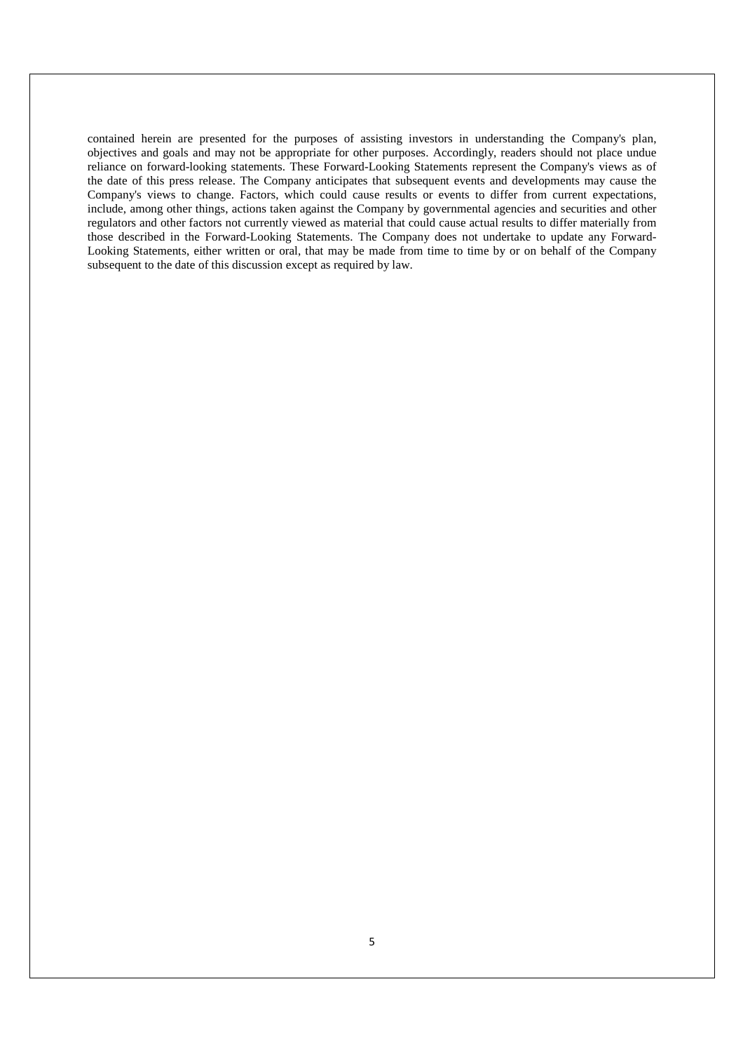contained herein are presented for the purposes of assisting investors in understanding the Company's plan, objectives and goals and may not be appropriate for other purposes. Accordingly, readers should not place undue reliance on forward-looking statements. These Forward-Looking Statements represent the Company's views as of the date of this press release. The Company anticipates that subsequent events and developments may cause the Company's views to change. Factors, which could cause results or events to differ from current expectations, include, among other things, actions taken against the Company by governmental agencies and securities and other regulators and other factors not currently viewed as material that could cause actual results to differ materially from those described in the Forward-Looking Statements. The Company does not undertake to update any Forward-Looking Statements, either written or oral, that may be made from time to time by or on behalf of the Company subsequent to the date of this discussion except as required by law.